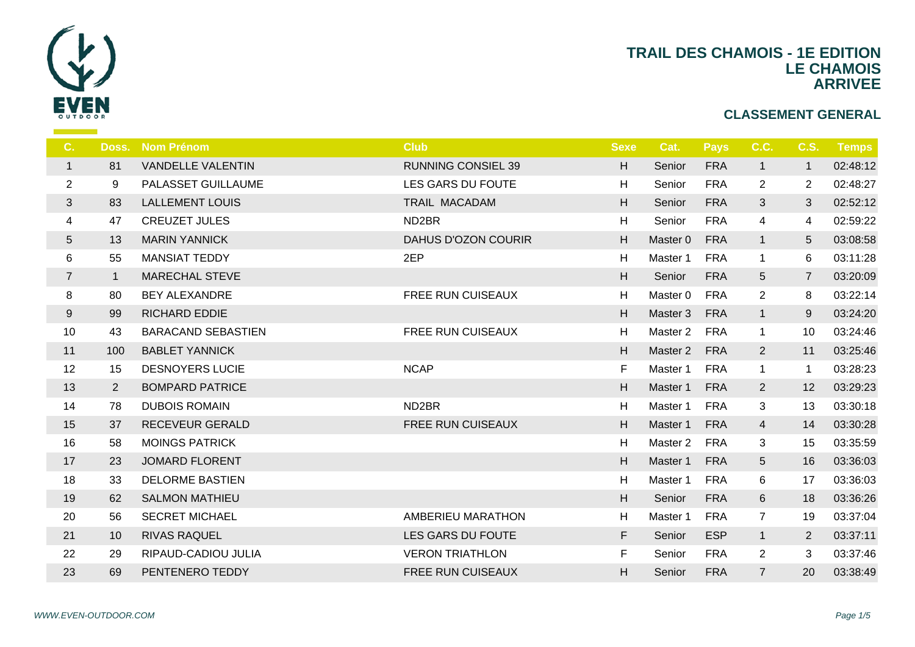# TRAIL DES CHAMOIS - 1E EDITION
## LE CHAMOIS
## ARRIVEE

### CLASSEMENT GENERAL

| C. | Doss. | Nom Prénom | Club | Sexe | Cat. | Pays | C.C. | C.S. | Temps |
|---|---|---|---|---|---|---|---|---|---|
| 1 | 81 | VANDELLE VALENTIN | RUNNING CONSIEL 39 | H | Senior | FRA | 1 | 1 | 02:48:12 |
| 2 | 9 | PALASSET GUILLAUME | LES GARS DU FOUTE | H | Senior | FRA | 2 | 2 | 02:48:27 |
| 3 | 83 | LALLEMENT LOUIS | TRAIL MACADAM | H | Senior | FRA | 3 | 3 | 02:52:12 |
| 4 | 47 | CREUZET JULES | ND2BR | H | Senior | FRA | 4 | 4 | 02:59:22 |
| 5 | 13 | MARIN YANNICK | DAHUS D'OZON COURIR | H | Master 0 | FRA | 1 | 5 | 03:08:58 |
| 6 | 55 | MANSIAT TEDDY | 2EP | H | Master 1 | FRA | 1 | 6 | 03:11:28 |
| 7 | 1 | MARECHAL STEVE | | H | Senior | FRA | 5 | 7 | 03:20:09 |
| 8 | 80 | BEY ALEXANDRE | FREE RUN CUISEAUX | H | Master 0 | FRA | 2 | 8 | 03:22:14 |
| 9 | 99 | RICHARD EDDIE | | H | Master 3 | FRA | 1 | 9 | 03:24:20 |
| 10 | 43 | BARACAND SEBASTIEN | FREE RUN CUISEAUX | H | Master 2 | FRA | 1 | 10 | 03:24:46 |
| 11 | 100 | BABLET YANNICK | | H | Master 2 | FRA | 2 | 11 | 03:25:46 |
| 12 | 15 | DESNOYERS LUCIE | NCAP | F | Master 1 | FRA | 1 | 1 | 03:28:23 |
| 13 | 2 | BOMPARD PATRICE | | H | Master 1 | FRA | 2 | 12 | 03:29:23 |
| 14 | 78 | DUBOIS ROMAIN | ND2BR | H | Master 1 | FRA | 3 | 13 | 03:30:18 |
| 15 | 37 | RECEVEUR GERALD | FREE RUN CUISEAUX | H | Master 1 | FRA | 4 | 14 | 03:30:28 |
| 16 | 58 | MOINGS PATRICK | | H | Master 2 | FRA | 3 | 15 | 03:35:59 |
| 17 | 23 | JOMARD FLORENT | | H | Master 1 | FRA | 5 | 16 | 03:36:03 |
| 18 | 33 | DELORME BASTIEN | | H | Master 1 | FRA | 6 | 17 | 03:36:03 |
| 19 | 62 | SALMON MATHIEU | | H | Senior | FRA | 6 | 18 | 03:36:26 |
| 20 | 56 | SECRET MICHAEL | AMBERIEU MARATHON | H | Master 1 | FRA | 7 | 19 | 03:37:04 |
| 21 | 10 | RIVAS RAQUEL | LES GARS DU FOUTE | F | Senior | ESP | 1 | 2 | 03:37:11 |
| 22 | 29 | RIPAUD-CADIOU JULIA | VERON TRIATHLON | F | Senior | FRA | 2 | 3 | 03:37:46 |
| 23 | 69 | PENTENERO TEDDY | FREE RUN CUISEAUX | H | Senior | FRA | 7 | 20 | 03:38:49 |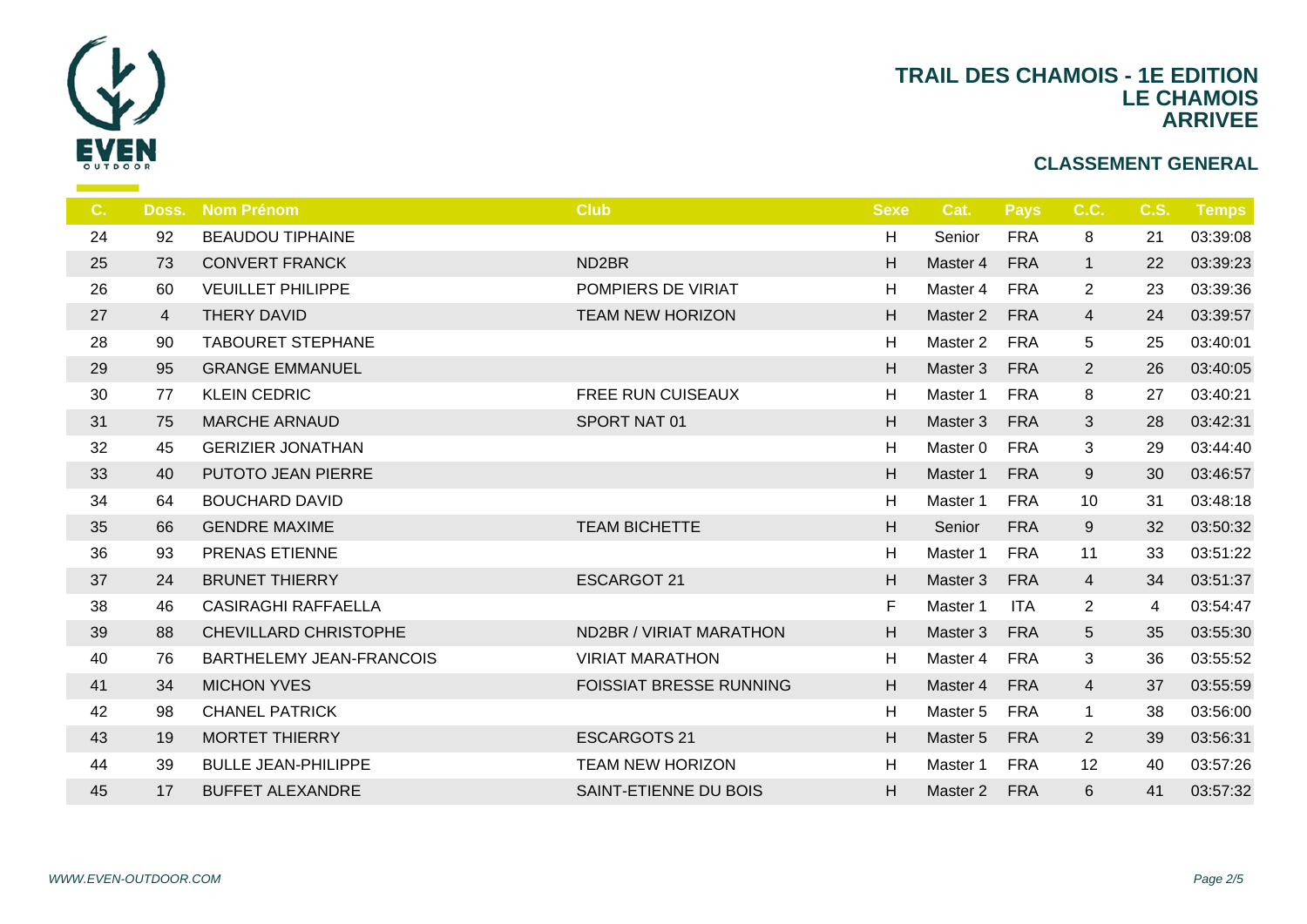# TRAIL DES CHAMOIS - 1E EDITION
## LE CHAMOIS
## ARRIVEE

### CLASSEMENT GENERAL

| C. | Doss. | Nom Prénom | Club | Sexe | Cat. | Pays | C.C. | C.S. | Temps |
|---|---|---|---|---|---|---|---|---|---|
| 24 | 92 | BEAUDOU TIPHAINE | | H | Senior | FRA | 8 | 21 | 03:39:08 |
| 25 | 73 | CONVERT FRANCK | ND2BR | H | Master 4 | FRA | 1 | 22 | 03:39:23 |
| 26 | 60 | VEUILLET PHILIPPE | POMPIERS DE VIRIAT | H | Master 4 | FRA | 2 | 23 | 03:39:36 |
| 27 | 4 | THERY DAVID | TEAM NEW HORIZON | H | Master 2 | FRA | 4 | 24 | 03:39:57 |
| 28 | 90 | TABOURET STEPHANE | | H | Master 2 | FRA | 5 | 25 | 03:40:01 |
| 29 | 95 | GRANGE EMMANUEL | | H | Master 3 | FRA | 2 | 26 | 03:40:05 |
| 30 | 77 | KLEIN CEDRIC | FREE RUN CUISEAUX | H | Master 1 | FRA | 8 | 27 | 03:40:21 |
| 31 | 75 | MARCHE ARNAUD | SPORT NAT 01 | H | Master 3 | FRA | 3 | 28 | 03:42:31 |
| 32 | 45 | GERIZIER JONATHAN | | H | Master 0 | FRA | 3 | 29 | 03:44:40 |
| 33 | 40 | PUTOTO JEAN PIERRE | | H | Master 1 | FRA | 9 | 30 | 03:46:57 |
| 34 | 64 | BOUCHARD DAVID | | H | Master 1 | FRA | 10 | 31 | 03:48:18 |
| 35 | 66 | GENDRE MAXIME | TEAM BICHETTE | H | Senior | FRA | 9 | 32 | 03:50:32 |
| 36 | 93 | PRENAS ETIENNE | | H | Master 1 | FRA | 11 | 33 | 03:51:22 |
| 37 | 24 | BRUNET THIERRY | ESCARGOT 21 | H | Master 3 | FRA | 4 | 34 | 03:51:37 |
| 38 | 46 | CASIRAGHI RAFFAELLA | | F | Master 1 | ITA | 2 | 4 | 03:54:47 |
| 39 | 88 | CHEVILLARD CHRISTOPHE | ND2BR / VIRIAT MARATHON | H | Master 3 | FRA | 5 | 35 | 03:55:30 |
| 40 | 76 | BARTHELEMY JEAN-FRANCOIS | VIRIAT MARATHON | H | Master 4 | FRA | 3 | 36 | 03:55:52 |
| 41 | 34 | MICHON YVES | FOISSIAT BRESSE RUNNING | H | Master 4 | FRA | 4 | 37 | 03:55:59 |
| 42 | 98 | CHANEL PATRICK | | H | Master 5 | FRA | 1 | 38 | 03:56:00 |
| 43 | 19 | MORTET THIERRY | ESCARGOTS 21 | H | Master 5 | FRA | 2 | 39 | 03:56:31 |
| 44 | 39 | BULLE JEAN-PHILIPPE | TEAM NEW HORIZON | H | Master 1 | FRA | 12 | 40 | 03:57:26 |
| 45 | 17 | BUFFET ALEXANDRE | SAINT-ETIENNE DU BOIS | H | Master 2 | FRA | 6 | 41 | 03:57:32 |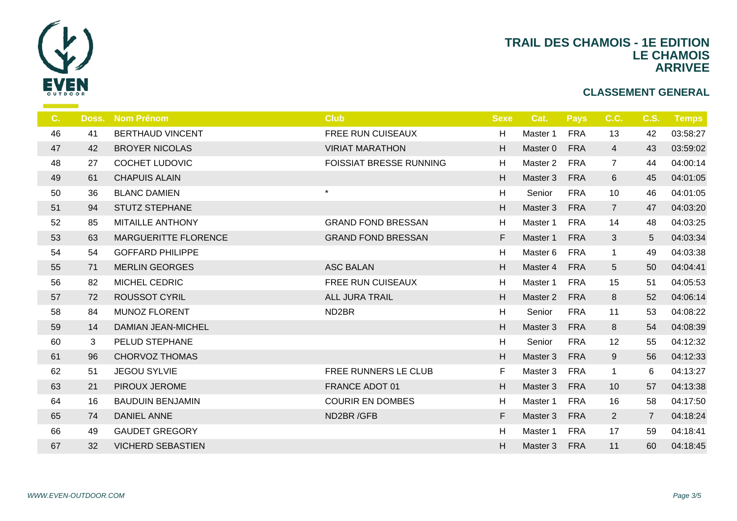# TRAIL DES CHAMOIS - 1E EDITION
## LE CHAMOIS
## ARRIVEE

### CLASSEMENT GENERAL

| C. | Doss. | Nom Prénom | Club | Sexe | Cat. | Pays | C.C. | C.S. | Temps |
|---|---|---|---|---|---|---|---|---|---|
| 46 | 41 | BERTHAUD VINCENT | FREE RUN CUISEAUX | H | Master 1 | FRA | 13 | 42 | 03:58:27 |
| 47 | 42 | BROYER NICOLAS | VIRIAT MARATHON | H | Master 0 | FRA | 4 | 43 | 03:59:02 |
| 48 | 27 | COCHET LUDOVIC | FOISSIAT BRESSE RUNNING | H | Master 2 | FRA | 7 | 44 | 04:00:14 |
| 49 | 61 | CHAPUIS ALAIN | | H | Master 3 | FRA | 6 | 45 | 04:01:05 |
| 50 | 36 | BLANC DAMIEN | * | H | Senior | FRA | 10 | 46 | 04:01:05 |
| 51 | 94 | STUTZ STEPHANE | | H | Master 3 | FRA | 7 | 47 | 04:03:20 |
| 52 | 85 | MITAILLE ANTHONY | GRAND FOND BRESSAN | H | Master 1 | FRA | 14 | 48 | 04:03:25 |
| 53 | 63 | MARGUERITTE FLORENCE | GRAND FOND BRESSAN | F | Master 1 | FRA | 3 | 5 | 04:03:34 |
| 54 | 54 | GOFFARD PHILIPPE | | H | Master 6 | FRA | 1 | 49 | 04:03:38 |
| 55 | 71 | MERLIN GEORGES | ASC BALAN | H | Master 4 | FRA | 5 | 50 | 04:04:41 |
| 56 | 82 | MICHEL CEDRIC | FREE RUN CUISEAUX | H | Master 1 | FRA | 15 | 51 | 04:05:53 |
| 57 | 72 | ROUSSOT CYRIL | ALL JURA TRAIL | H | Master 2 | FRA | 8 | 52 | 04:06:14 |
| 58 | 84 | MUNOZ FLORENT | ND2BR | H | Senior | FRA | 11 | 53 | 04:08:22 |
| 59 | 14 | DAMIAN JEAN-MICHEL | | H | Master 3 | FRA | 8 | 54 | 04:08:39 |
| 60 | 3 | PELUD STEPHANE | | H | Senior | FRA | 12 | 55 | 04:12:32 |
| 61 | 96 | CHORVOZ THOMAS | | H | Master 3 | FRA | 9 | 56 | 04:12:33 |
| 62 | 51 | JEGOU SYLVIE | FREE RUNNERS LE CLUB | F | Master 3 | FRA | 1 | 6 | 04:13:27 |
| 63 | 21 | PIROUX JEROME | FRANCE ADOT 01 | H | Master 3 | FRA | 10 | 57 | 04:13:38 |
| 64 | 16 | BAUDUIN BENJAMIN | COURIR EN DOMBES | H | Master 1 | FRA | 16 | 58 | 04:17:50 |
| 65 | 74 | DANIEL ANNE | ND2BR /GFB | F | Master 3 | FRA | 2 | 7 | 04:18:24 |
| 66 | 49 | GAUDET GREGORY | | H | Master 1 | FRA | 17 | 59 | 04:18:41 |
| 67 | 32 | VICHERD SEBASTIEN | | H | Master 3 | FRA | 11 | 60 | 04:18:45 |

*WWW.EVEN-OUTDOOR.COM*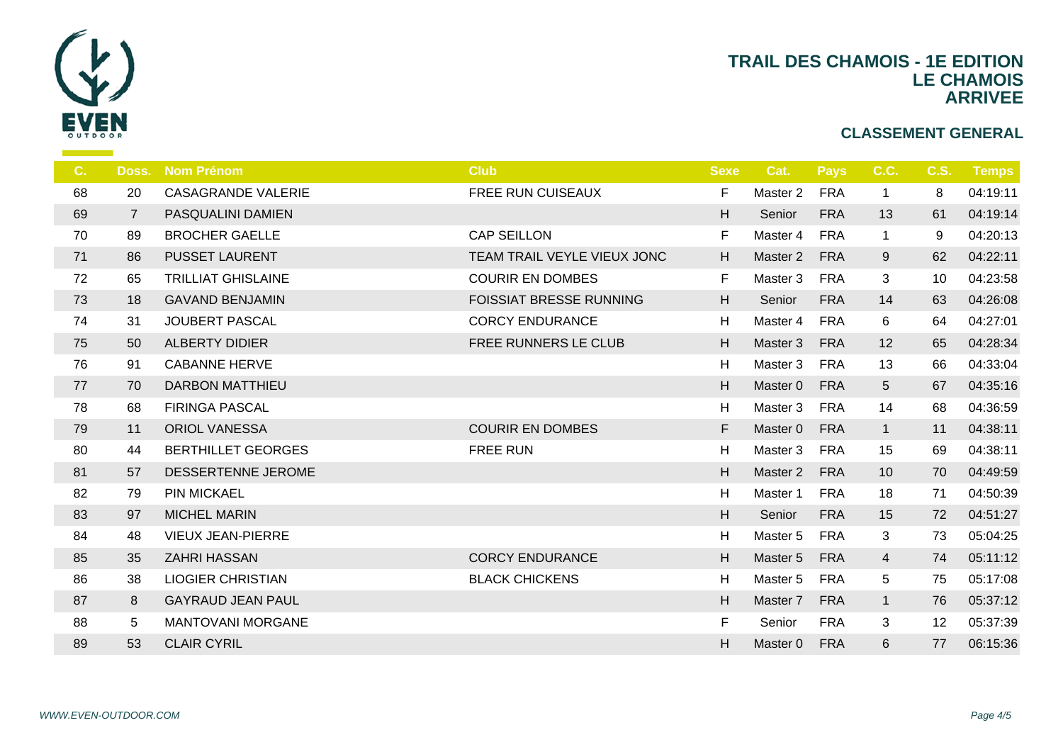# TRAIL DES CHAMOIS - 1E EDITION
## LE CHAMOIS
## ARRIVEE

### CLASSEMENT GENERAL

| C. | Doss. | Nom Prénom | Club | Sexe | Cat. | Pays | C.C. | C.S. | Temps |
|---|---|---|---|---|---|---|---|---|---|
| 68 | 20 | CASAGRANDE VALERIE | FREE RUN CUISEAUX | F | Master 2 | FRA | 1 | 8 | 04:19:11 |
| 69 | 7 | PASQUALINI DAMIEN | | H | Senior | FRA | 13 | 61 | 04:19:14 |
| 70 | 89 | BROCHER GAELLE | CAP SEILLON | F | Master 4 | FRA | 1 | 9 | 04:20:13 |
| 71 | 86 | PUSSET LAURENT | TEAM TRAIL VEYLE VIEUX JONC | H | Master 2 | FRA | 9 | 62 | 04:22:11 |
| 72 | 65 | TRILLIAT GHISLAINE | COURIR EN DOMBES | F | Master 3 | FRA | 3 | 10 | 04:23:58 |
| 73 | 18 | GAVAND BENJAMIN | FOISSIAT BRESSE RUNNING | H | Senior | FRA | 14 | 63 | 04:26:08 |
| 74 | 31 | JOUBERT PASCAL | CORCY ENDURANCE | H | Master 4 | FRA | 6 | 64 | 04:27:01 |
| 75 | 50 | ALBERTY DIDIER | FREE RUNNERS LE CLUB | H | Master 3 | FRA | 12 | 65 | 04:28:34 |
| 76 | 91 | CABANNE HERVE | | H | Master 3 | FRA | 13 | 66 | 04:33:04 |
| 77 | 70 | DARBON MATTHIEU | | H | Master 0 | FRA | 5 | 67 | 04:35:16 |
| 78 | 68 | FIRINGA PASCAL | | H | Master 3 | FRA | 14 | 68 | 04:36:59 |
| 79 | 11 | ORIOL VANESSA | COURIR EN DOMBES | F | Master 0 | FRA | 1 | 11 | 04:38:11 |
| 80 | 44 | BERTHILLET GEORGES | FREE RUN | H | Master 3 | FRA | 15 | 69 | 04:38:11 |
| 81 | 57 | DESSERTENNE JEROME | | H | Master 2 | FRA | 10 | 70 | 04:49:59 |
| 82 | 79 | PIN MICKAEL | | H | Master 1 | FRA | 18 | 71 | 04:50:39 |
| 83 | 97 | MICHEL MARIN | | H | Senior | FRA | 15 | 72 | 04:51:27 |
| 84 | 48 | VIEUX JEAN-PIERRE | | H | Master 5 | FRA | 3 | 73 | 05:04:25 |
| 85 | 35 | ZAHRI HASSAN | CORCY ENDURANCE | H | Master 5 | FRA | 4 | 74 | 05:11:12 |
| 86 | 38 | LIOGIER CHRISTIAN | BLACK CHICKENS | H | Master 5 | FRA | 5 | 75 | 05:17:08 |
| 87 | 8 | GAYRAUD JEAN PAUL | | H | Master 7 | FRA | 1 | 76 | 05:37:12 |
| 88 | 5 | MANTOVANI MORGANE | | F | Senior | FRA | 3 | 12 | 05:37:39 |
| 89 | 53 | CLAIR CYRIL | | H | Master 0 | FRA | 6 | 77 | 06:15:36 |

WWW.EVEN-OUTDOOR.COM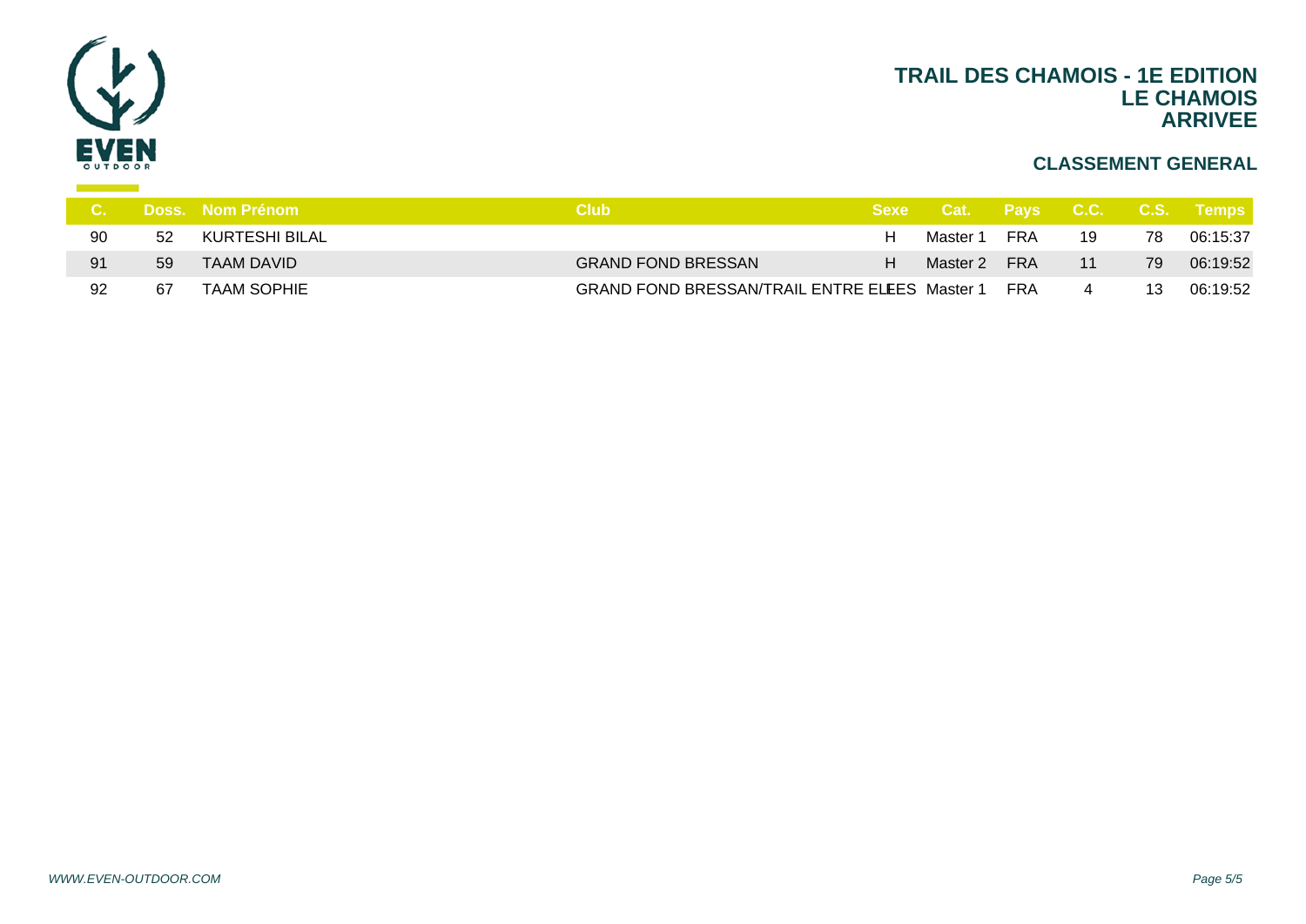# TRAIL DES CHAMOIS - 1E EDITION
## LE CHAMOIS
## ARRIVEE

### CLASSEMENT GENERAL

| C. | Doss. | Nom Prénom | Club | Sexe | Cat. | Pays | C.C. | C.S. | Temps |
|---|---|---|---|---|---|---|---|---|---|
| 90 | 52 | KURTESHI BILAL | | H | Master 1 | FRA | 19 | 78 | 06:15:37 |
| 91 | 59 | TAAM DAVID | GRAND FOND BRESSAN | H | Master 2 | FRA | 11 | 79 | 06:19:52 |
| 92 | 67 | TAAM SOPHIE | GRAND FOND BRESSAN/TRAIL ENTRE ELLES | F | Master 1 | FRA | 4 | 13 | 06:19:52 |

WWW.EVEN-OUTDOOR.COM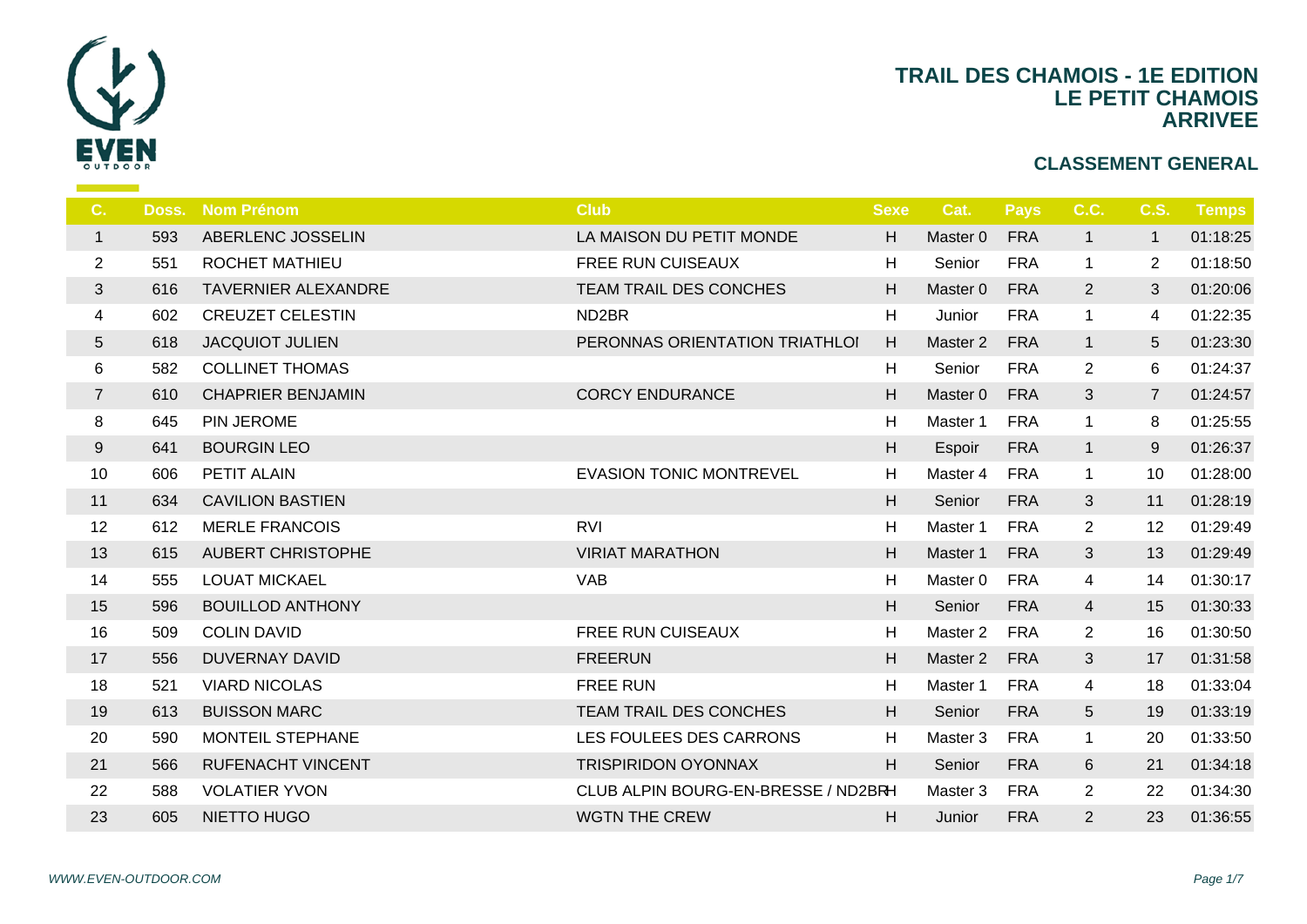# TRAIL DES CHAMOIS - 1E EDITION
## LE PETIT CHAMOIS
## ARRIVEE

### CLASSEMENT GENERAL

| C. | Doss. | Nom Prénom | Club | Sexe | Cat. | Pays | C.C. | C.S. | Temps |
|---|---|---|---|---|---|---|---|---|---|
| 1 | 593 | ABERLENC JOSSELIN | LA MAISON DU PETIT MONDE | H | Master 0 | FRA | 1 | 1 | 01:18:25 |
| 2 | 551 | ROCHET MATHIEU | FREE RUN CUISEAUX | H | Senior | FRA | 1 | 2 | 01:18:50 |
| 3 | 616 | TAVERNIER ALEXANDRE | TEAM TRAIL DES CONCHES | H | Master 0 | FRA | 2 | 3 | 01:20:06 |
| 4 | 602 | CREUZET CELESTIN | ND2BR | H | Junior | FRA | 1 | 4 | 01:22:35 |
| 5 | 618 | JACQUIOT JULIEN | PERONNAS ORIENTATION TRIATHLOI | H | Master 2 | FRA | 1 | 5 | 01:23:30 |
| 6 | 582 | COLLINET THOMAS | | H | Senior | FRA | 2 | 6 | 01:24:37 |
| 7 | 610 | CHAPRIER BENJAMIN | CORCY ENDURANCE | H | Master 0 | FRA | 3 | 7 | 01:24:57 |
| 8 | 645 | PIN JEROME | | H | Master 1 | FRA | 1 | 8 | 01:25:55 |
| 9 | 641 | BOURGIN LEO | | H | Espoir | FRA | 1 | 9 | 01:26:37 |
| 10 | 606 | PETIT ALAIN | EVASION TONIC MONTREVEL | H | Master 4 | FRA | 1 | 10 | 01:28:00 |
| 11 | 634 | CAVILION BASTIEN | | H | Senior | FRA | 3 | 11 | 01:28:19 |
| 12 | 612 | MERLE FRANCOIS | RVI | H | Master 1 | FRA | 2 | 12 | 01:29:49 |
| 13 | 615 | AUBERT CHRISTOPHE | VIRIAT MARATHON | H | Master 1 | FRA | 3 | 13 | 01:29:49 |
| 14 | 555 | LOUAT MICKAEL | VAB | H | Master 0 | FRA | 4 | 14 | 01:30:17 |
| 15 | 596 | BOUILLOD ANTHONY | | H | Senior | FRA | 4 | 15 | 01:30:33 |
| 16 | 509 | COLIN DAVID | FREE RUN CUISEAUX | H | Master 2 | FRA | 2 | 16 | 01:30:50 |
| 17 | 556 | DUVERNAY DAVID | FREERUN | H | Master 2 | FRA | 3 | 17 | 01:31:58 |
| 18 | 521 | VIARD NICOLAS | FREE RUN | H | Master 1 | FRA | 4 | 18 | 01:33:04 |
| 19 | 613 | BUISSON MARC | TEAM TRAIL DES CONCHES | H | Senior | FRA | 5 | 19 | 01:33:19 |
| 20 | 590 | MONTEIL STEPHANE | LES FOULEES DES CARRONS | H | Master 3 | FRA | 1 | 20 | 01:33:50 |
| 21 | 566 | RUFENACHT VINCENT | TRISPIRIDON OYONNAX | H | Senior | FRA | 6 | 21 | 01:34:18 |
| 22 | 588 | VOLATIER YVON | CLUB ALPIN BOURG-EN-BRESSE / ND2BR | H | Master 3 | FRA | 2 | 22 | 01:34:30 |
| 23 | 605 | NIETTO HUGO | WGTN THE CREW | H | Junior | FRA | 2 | 23 | 01:36:55 |

*WWW.EVEN-OUTDOOR.COM*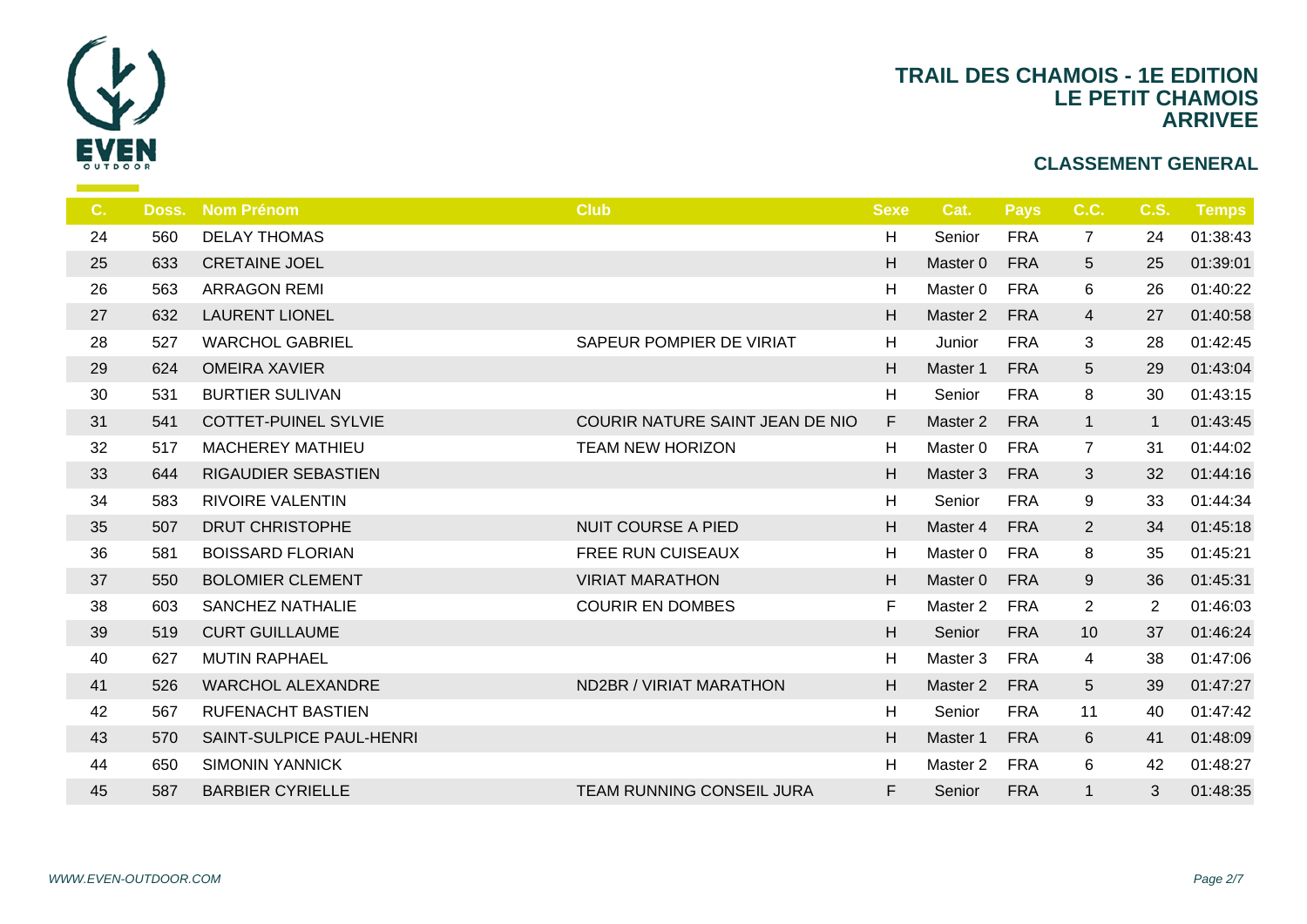# TRAIL DES CHAMOIS - 1E EDITION
## LE PETIT CHAMOIS
## ARRIVEE

### CLASSEMENT GENERAL

| C. | Doss. | Nom Prénom | Club | Sexe | Cat. | Pays | C.C. | C.S. | Temps |
|---|---|---|---|---|---|---|---|---|---|
| 24 | 560 | DELAY THOMAS | | H | Senior | FRA | 7 | 24 | 01:38:43 |
| 25 | 633 | CRETAINE JOEL | | H | Master 0 | FRA | 5 | 25 | 01:39:01 |
| 26 | 563 | ARRAGON REMI | | H | Master 0 | FRA | 6 | 26 | 01:40:22 |
| 27 | 632 | LAURENT LIONEL | | H | Master 2 | FRA | 4 | 27 | 01:40:58 |
| 28 | 527 | WARCHOL GABRIEL | SAPEUR POMPIER DE VIRIAT | H | Junior | FRA | 3 | 28 | 01:42:45 |
| 29 | 624 | OMEIRA XAVIER | | H | Master 1 | FRA | 5 | 29 | 01:43:04 |
| 30 | 531 | BURTIER SULIVAN | | H | Senior | FRA | 8 | 30 | 01:43:15 |
| 31 | 541 | COTTET-PUINEL SYLVIE | COURIR NATURE SAINT JEAN DE NIO | F | Master 2 | FRA | 1 | 1 | 01:43:45 |
| 32 | 517 | MACHEREY MATHIEU | TEAM NEW HORIZON | H | Master 0 | FRA | 7 | 31 | 01:44:02 |
| 33 | 644 | RIGAUDIER SEBASTIEN | | H | Master 3 | FRA | 3 | 32 | 01:44:16 |
| 34 | 583 | RIVOIRE VALENTIN | | H | Senior | FRA | 9 | 33 | 01:44:34 |
| 35 | 507 | DRUT CHRISTOPHE | NUIT COURSE A PIED | H | Master 4 | FRA | 2 | 34 | 01:45:18 |
| 36 | 581 | BOISSARD FLORIAN | FREE RUN CUISEAUX | H | Master 0 | FRA | 8 | 35 | 01:45:21 |
| 37 | 550 | BOLOMIER CLEMENT | VIRIAT MARATHON | H | Master 0 | FRA | 9 | 36 | 01:45:31 |
| 38 | 603 | SANCHEZ NATHALIE | COURIR EN DOMBES | F | Master 2 | FRA | 2 | 2 | 01:46:03 |
| 39 | 519 | CURT GUILLAUME | | H | Senior | FRA | 10 | 37 | 01:46:24 |
| 40 | 627 | MUTIN RAPHAEL | | H | Master 3 | FRA | 4 | 38 | 01:47:06 |
| 41 | 526 | WARCHOL ALEXANDRE | ND2BR / VIRIAT MARATHON | H | Master 2 | FRA | 5 | 39 | 01:47:27 |
| 42 | 567 | RUFENACHT BASTIEN | | H | Senior | FRA | 11 | 40 | 01:47:42 |
| 43 | 570 | SAINT-SULPICE PAUL-HENRI | | H | Master 1 | FRA | 6 | 41 | 01:48:09 |
| 44 | 650 | SIMONIN YANNICK | | H | Master 2 | FRA | 6 | 42 | 01:48:27 |
| 45 | 587 | BARBIER CYRIELLE | TEAM RUNNING CONSEIL JURA | F | Senior | FRA | 1 | 3 | 01:48:35 |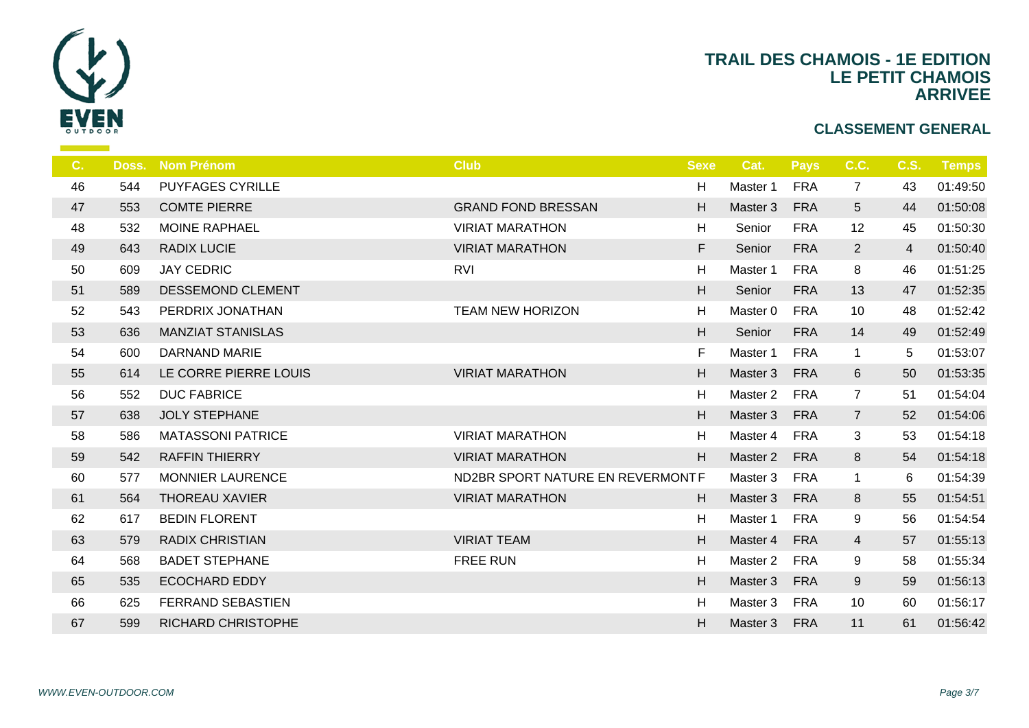# TRAIL DES CHAMOIS - 1E EDITION
## LE PETIT CHAMOIS
## ARRIVEE

### CLASSEMENT GENERAL

| C. | Doss. | Nom Prénom | Club | Sexe | Cat. | Pays | C.C. | C.S. | Temps |
|---|---|---|---|---|---|---|---|---|---|
| 46 | 544 | PUYFAGES CYRILLE | | H | Master 1 | FRA | 7 | 43 | 01:49:50 |
| 47 | 553 | COMTE PIERRE | GRAND FOND BRESSAN | H | Master 3 | FRA | 5 | 44 | 01:50:08 |
| 48 | 532 | MOINE RAPHAEL | VIRIAT MARATHON | H | Senior | FRA | 12 | 45 | 01:50:30 |
| 49 | 643 | RADIX LUCIE | VIRIAT MARATHON | F | Senior | FRA | 2 | 4 | 01:50:40 |
| 50 | 609 | JAY CEDRIC | RVI | H | Master 1 | FRA | 8 | 46 | 01:51:25 |
| 51 | 589 | DESSEMOND CLEMENT | | H | Senior | FRA | 13 | 47 | 01:52:35 |
| 52 | 543 | PERDRIX JONATHAN | TEAM NEW HORIZON | H | Master 0 | FRA | 10 | 48 | 01:52:42 |
| 53 | 636 | MANZIAT STANISLAS | | H | Senior | FRA | 14 | 49 | 01:52:49 |
| 54 | 600 | DARNAND MARIE | | F | Master 1 | FRA | 1 | 5 | 01:53:07 |
| 55 | 614 | LE CORRE PIERRE LOUIS | VIRIAT MARATHON | H | Master 3 | FRA | 6 | 50 | 01:53:35 |
| 56 | 552 | DUC FABRICE | | H | Master 2 | FRA | 7 | 51 | 01:54:04 |
| 57 | 638 | JOLY STEPHANE | | H | Master 3 | FRA | 7 | 52 | 01:54:06 |
| 58 | 586 | MATASSONI PATRICE | VIRIAT MARATHON | H | Master 4 | FRA | 3 | 53 | 01:54:18 |
| 59 | 542 | RAFFIN THIERRY | VIRIAT MARATHON | H | Master 2 | FRA | 8 | 54 | 01:54:18 |
| 60 | 577 | MONNIER LAURENCE | ND2BR SPORT NATURE EN REVERMONT | F | Master 3 | FRA | 1 | 6 | 01:54:39 |
| 61 | 564 | THOREAU XAVIER | VIRIAT MARATHON | H | Master 3 | FRA | 8 | 55 | 01:54:51 |
| 62 | 617 | BEDIN FLORENT | | H | Master 1 | FRA | 9 | 56 | 01:54:54 |
| 63 | 579 | RADIX CHRISTIAN | VIRIAT TEAM | H | Master 4 | FRA | 4 | 57 | 01:55:13 |
| 64 | 568 | BADET STEPHANE | FREE RUN | H | Master 2 | FRA | 9 | 58 | 01:55:34 |
| 65 | 535 | ECOCHARD EDDY | | H | Master 3 | FRA | 9 | 59 | 01:56:13 |
| 66 | 625 | FERRAND SEBASTIEN | | H | Master 3 | FRA | 10 | 60 | 01:56:17 |
| 67 | 599 | RICHARD CHRISTOPHE | | H | Master 3 | FRA | 11 | 61 | 01:56:42 |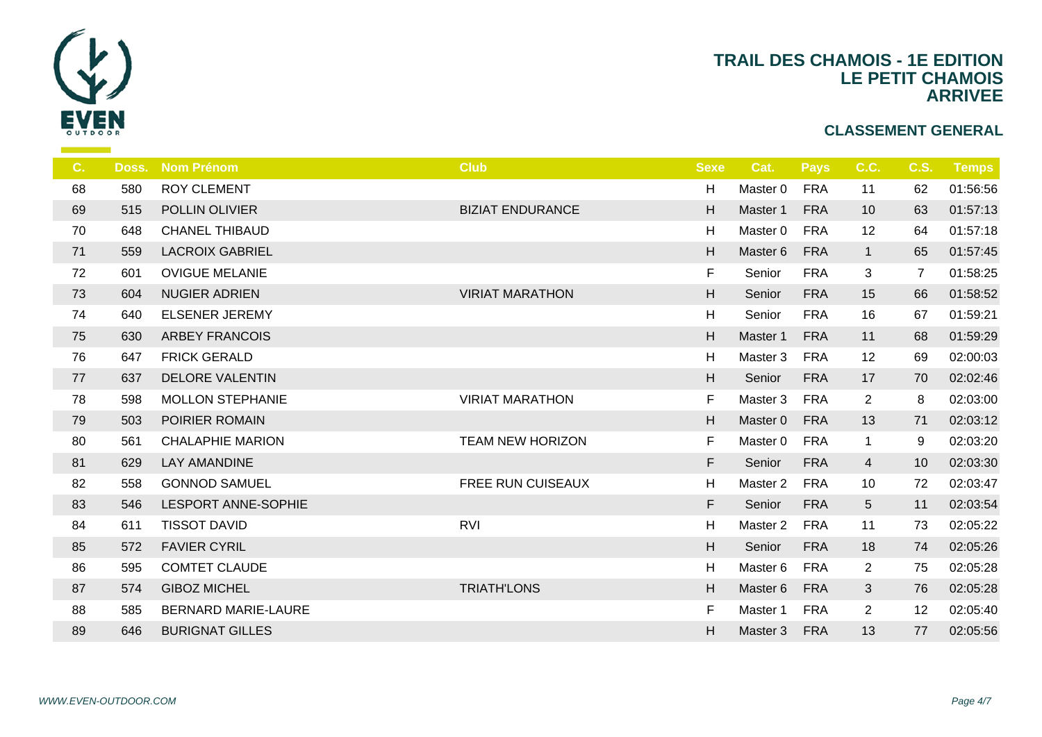# TRAIL DES CHAMOIS - 1E EDITION
## LE PETIT CHAMOIS
## ARRIVEE

### CLASSEMENT GENERAL

| C. | Doss. | Nom Prénom | Club | Sexe | Cat. | Pays | C.C. | C.S. | Temps |
|---|---|---|---|---|---|---|---|---|---|
| 68 | 580 | ROY CLEMENT | | H | Master 0 | FRA | 11 | 62 | 01:56:56 |
| 69 | 515 | POLLIN OLIVIER | BIZIAT ENDURANCE | H | Master 1 | FRA | 10 | 63 | 01:57:13 |
| 70 | 648 | CHANEL THIBAUD | | H | Master 0 | FRA | 12 | 64 | 01:57:18 |
| 71 | 559 | LACROIX GABRIEL | | H | Master 6 | FRA | 1 | 65 | 01:57:45 |
| 72 | 601 | OVIGUE MELANIE | | F | Senior | FRA | 3 | 7 | 01:58:25 |
| 73 | 604 | NUGIER ADRIEN | VIRIAT MARATHON | H | Senior | FRA | 15 | 66 | 01:58:52 |
| 74 | 640 | ELSENER JEREMY | | H | Senior | FRA | 16 | 67 | 01:59:21 |
| 75 | 630 | ARBEY FRANCOIS | | H | Master 1 | FRA | 11 | 68 | 01:59:29 |
| 76 | 647 | FRICK GERALD | | H | Master 3 | FRA | 12 | 69 | 02:00:03 |
| 77 | 637 | DELORE VALENTIN | | H | Senior | FRA | 17 | 70 | 02:02:46 |
| 78 | 598 | MOLLON STEPHANIE | VIRIAT MARATHON | F | Master 3 | FRA | 2 | 8 | 02:03:00 |
| 79 | 503 | POIRIER ROMAIN | | H | Master 0 | FRA | 13 | 71 | 02:03:12 |
| 80 | 561 | CHALAPHIE MARION | TEAM NEW HORIZON | F | Master 0 | FRA | 1 | 9 | 02:03:20 |
| 81 | 629 | LAY AMANDINE | | F | Senior | FRA | 4 | 10 | 02:03:30 |
| 82 | 558 | GONNOD SAMUEL | FREE RUN CUISEAUX | H | Master 2 | FRA | 10 | 72 | 02:03:47 |
| 83 | 546 | LESPORT ANNE-SOPHIE | | F | Senior | FRA | 5 | 11 | 02:03:54 |
| 84 | 611 | TISSOT DAVID | RVI | H | Master 2 | FRA | 11 | 73 | 02:05:22 |
| 85 | 572 | FAVIER CYRIL | | H | Senior | FRA | 18 | 74 | 02:05:26 |
| 86 | 595 | COMTET CLAUDE | | H | Master 6 | FRA | 2 | 75 | 02:05:28 |
| 87 | 574 | GIBOZ MICHEL | TRIATH'LONS | H | Master 6 | FRA | 3 | 76 | 02:05:28 |
| 88 | 585 | BERNARD MARIE-LAURE | | F | Master 1 | FRA | 2 | 12 | 02:05:40 |
| 89 | 646 | BURIGNAT GILLES | | H | Master 3 | FRA | 13 | 77 | 02:05:56 |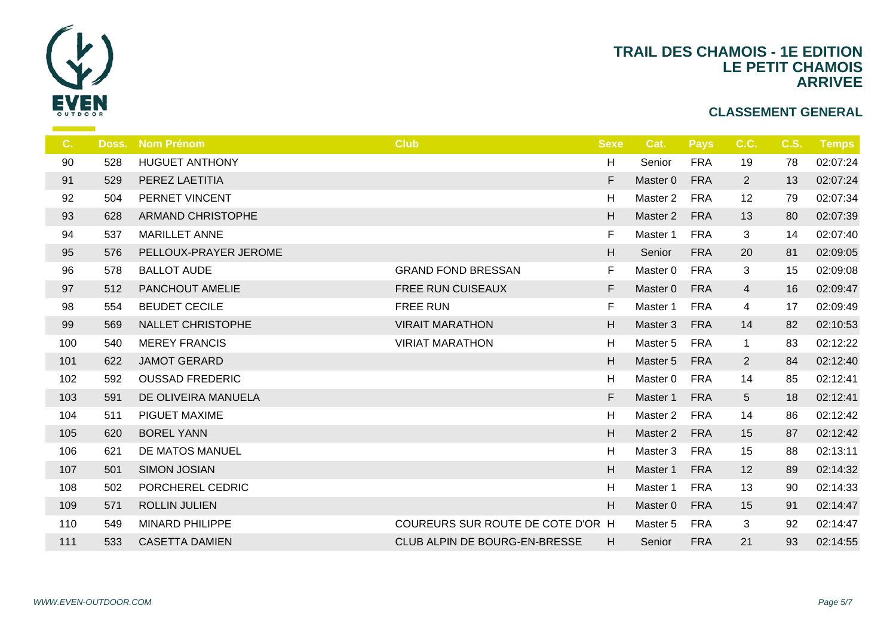# TRAIL DES CHAMOIS - 1E EDITION
## LE PETIT CHAMOIS
## ARRIVEE

### CLASSEMENT GENERAL

| C. | Doss. | Nom Prénom | Club | Sexe | Cat. | Pays | C.C. | C.S. | Temps |
|---|---|---|---|---|---|---|---|---|---|
| 90 | 528 | HUGUET ANTHONY | | H | Senior | FRA | 19 | 78 | 02:07:24 |
| 91 | 529 | PEREZ LAETITIA | | F | Master 0 | FRA | 2 | 13 | 02:07:24 |
| 92 | 504 | PERNET VINCENT | | H | Master 2 | FRA | 12 | 79 | 02:07:34 |
| 93 | 628 | ARMAND CHRISTOPHE | | H | Master 2 | FRA | 13 | 80 | 02:07:39 |
| 94 | 537 | MARILLET ANNE | | F | Master 1 | FRA | 3 | 14 | 02:07:40 |
| 95 | 576 | PELLOUX-PRAYER JEROME | | H | Senior | FRA | 20 | 81 | 02:09:05 |
| 96 | 578 | BALLOT AUDE | GRAND FOND BRESSAN | F | Master 0 | FRA | 3 | 15 | 02:09:08 |
| 97 | 512 | PANCHOUT AMELIE | FREE RUN CUISEAUX | F | Master 0 | FRA | 4 | 16 | 02:09:47 |
| 98 | 554 | BEUDET CECILE | FREE RUN | F | Master 1 | FRA | 4 | 17 | 02:09:49 |
| 99 | 569 | NALLET CHRISTOPHE | VIRAIT MARATHON | H | Master 3 | FRA | 14 | 82 | 02:10:53 |
| 100 | 540 | MEREY FRANCIS | VIRIAT MARATHON | H | Master 5 | FRA | 1 | 83 | 02:12:22 |
| 101 | 622 | JAMOT GERARD | | H | Master 5 | FRA | 2 | 84 | 02:12:40 |
| 102 | 592 | OUSSAD FREDERIC | | H | Master 0 | FRA | 14 | 85 | 02:12:41 |
| 103 | 591 | DE OLIVEIRA MANUELA | | F | Master 1 | FRA | 5 | 18 | 02:12:41 |
| 104 | 511 | PIGUET MAXIME | | H | Master 2 | FRA | 14 | 86 | 02:12:42 |
| 105 | 620 | BOREL YANN | | H | Master 2 | FRA | 15 | 87 | 02:12:42 |
| 106 | 621 | DE MATOS MANUEL | | H | Master 3 | FRA | 15 | 88 | 02:13:11 |
| 107 | 501 | SIMON JOSIAN | | H | Master 1 | FRA | 12 | 89 | 02:14:32 |
| 108 | 502 | PORCHEREL CEDRIC | | H | Master 1 | FRA | 13 | 90 | 02:14:33 |
| 109 | 571 | ROLLIN JULIEN | | H | Master 0 | FRA | 15 | 91 | 02:14:47 |
| 110 | 549 | MINARD PHILIPPE | COUREURS SUR ROUTE DE COTE D'OR | H | Master 5 | FRA | 3 | 92 | 02:14:47 |
| 111 | 533 | CASETTA DAMIEN | CLUB ALPIN DE BOURG-EN-BRESSE | H | Senior | FRA | 21 | 93 | 02:14:55 |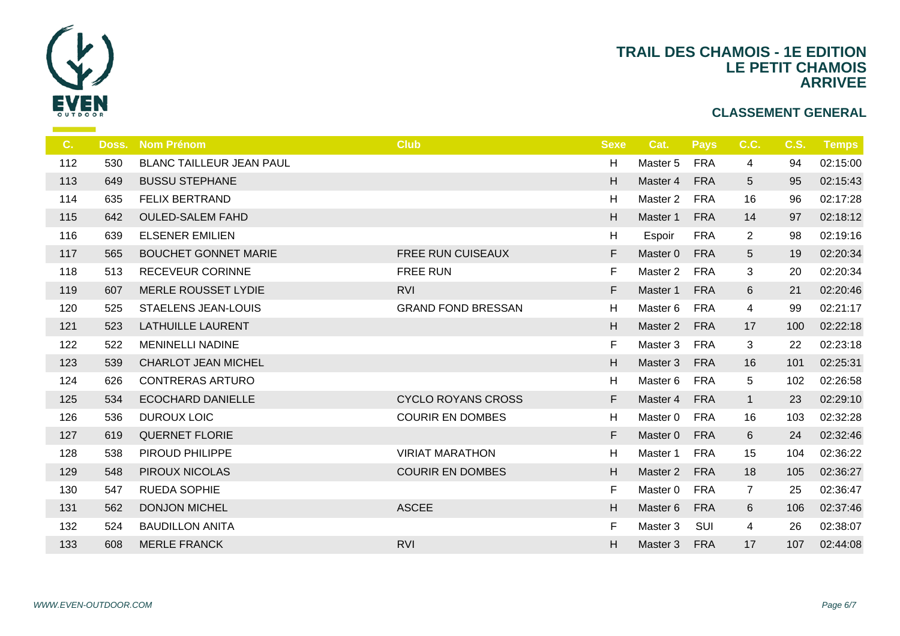# TRAIL DES CHAMOIS - 1E EDITION
## LE PETIT CHAMOIS
## ARRIVEE

### CLASSEMENT GENERAL

| C. | Doss. | Nom Prénom | Club | Sexe | Cat. | Pays | C.C. | C.S. | Temps |
|---|---|---|---|---|---|---|---|---|---|
| 112 | 530 | BLANC TAILLEUR JEAN PAUL | | H | Master 5 | FRA | 4 | 94 | 02:15:00 |
| 113 | 649 | BUSSU STEPHANE | | H | Master 4 | FRA | 5 | 95 | 02:15:43 |
| 114 | 635 | FELIX BERTRAND | | H | Master 2 | FRA | 16 | 96 | 02:17:28 |
| 115 | 642 | OULED-SALEM FAHD | | H | Master 1 | FRA | 14 | 97 | 02:18:12 |
| 116 | 639 | ELSENER EMILIEN | | H | Espoir | FRA | 2 | 98 | 02:19:16 |
| 117 | 565 | BOUCHET GONNET MARIE | FREE RUN CUISEAUX | F | Master 0 | FRA | 5 | 19 | 02:20:34 |
| 118 | 513 | RECEVEUR CORINNE | FREE RUN | F | Master 2 | FRA | 3 | 20 | 02:20:34 |
| 119 | 607 | MERLE ROUSSET LYDIE | RVI | F | Master 1 | FRA | 6 | 21 | 02:20:46 |
| 120 | 525 | STAELENS JEAN-LOUIS | GRAND FOND BRESSAN | H | Master 6 | FRA | 4 | 99 | 02:21:17 |
| 121 | 523 | LATHUILLE LAURENT | | H | Master 2 | FRA | 17 | 100 | 02:22:18 |
| 122 | 522 | MENINELLI NADINE | | F | Master 3 | FRA | 3 | 22 | 02:23:18 |
| 123 | 539 | CHARLOT JEAN MICHEL | | H | Master 3 | FRA | 16 | 101 | 02:25:31 |
| 124 | 626 | CONTRERAS ARTURO | | H | Master 6 | FRA | 5 | 102 | 02:26:58 |
| 125 | 534 | ECOCHARD DANIELLE | CYCLO ROYANS CROSS | F | Master 4 | FRA | 1 | 23 | 02:29:10 |
| 126 | 536 | DUROUX LOIC | COURIR EN DOMBES | H | Master 0 | FRA | 16 | 103 | 02:32:28 |
| 127 | 619 | QUERNET FLORIE | | F | Master 0 | FRA | 6 | 24 | 02:32:46 |
| 128 | 538 | PIROUD PHILIPPE | VIRIAT MARATHON | H | Master 1 | FRA | 15 | 104 | 02:36:22 |
| 129 | 548 | PIROUX NICOLAS | COURIR EN DOMBES | H | Master 2 | FRA | 18 | 105 | 02:36:27 |
| 130 | 547 | RUEDA SOPHIE | | F | Master 0 | FRA | 7 | 25 | 02:36:47 |
| 131 | 562 | DONJON MICHEL | ASCEE | H | Master 6 | FRA | 6 | 106 | 02:37:46 |
| 132 | 524 | BAUDILLON ANITA | | F | Master 3 | SUI | 4 | 26 | 02:38:07 |
| 133 | 608 | MERLE FRANCK | RVI | H | Master 3 | FRA | 17 | 107 | 02:44:08 |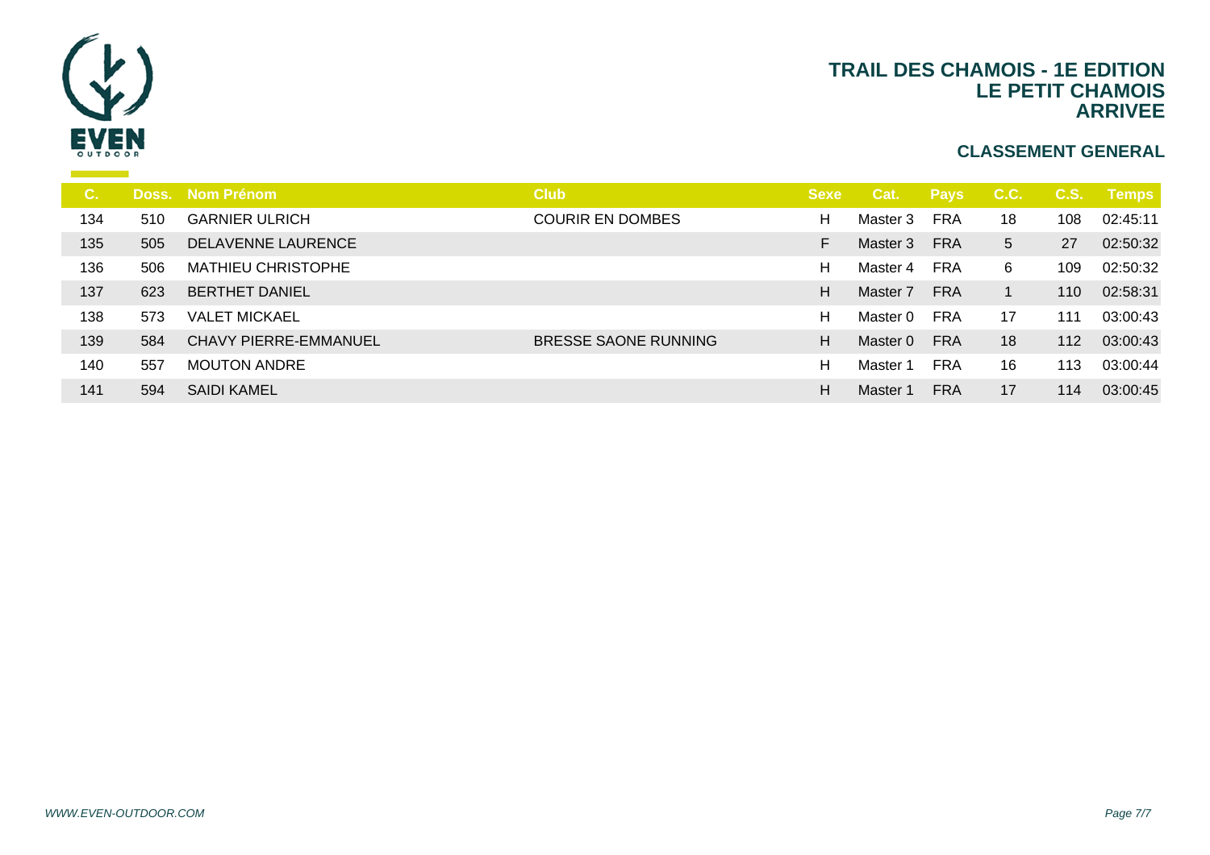# TRAIL DES CHAMOIS - 1E EDITION
## LE PETIT CHAMOIS
## ARRIVEE

### CLASSEMENT GENERAL

| C. | Doss. | Nom Prénom | Club | Sexe | Cat. | Pays | C.C. | C.S. | Temps |
|---|---|---|---|---|---|---|---|---|---|
| 134 | 510 | GARNIER ULRICH | COURIR EN DOMBES | H | Master 3 | FRA | 18 | 108 | 02:45:11 |
| 135 | 505 | DELAVENNE LAURENCE | | F | Master 3 | FRA | 5 | 27 | 02:50:32 |
| 136 | 506 | MATHIEU CHRISTOPHE | | H | Master 4 | FRA | 6 | 109 | 02:50:32 |
| 137 | 623 | BERTHET DANIEL | | H | Master 7 | FRA | 1 | 110 | 02:58:31 |
| 138 | 573 | VALET MICKAEL | | H | Master 0 | FRA | 17 | 111 | 03:00:43 |
| 139 | 584 | CHAVY PIERRE-EMMANUEL | BRESSE SAONE RUNNING | H | Master 0 | FRA | 18 | 112 | 03:00:43 |
| 140 | 557 | MOUTON ANDRE | | H | Master 1 | FRA | 16 | 113 | 03:00:44 |
| 141 | 594 | SAIDI KAMEL | | H | Master 1 | FRA | 17 | 114 | 03:00:45 |

*WWW.EVEN-OUTDOOR.COM*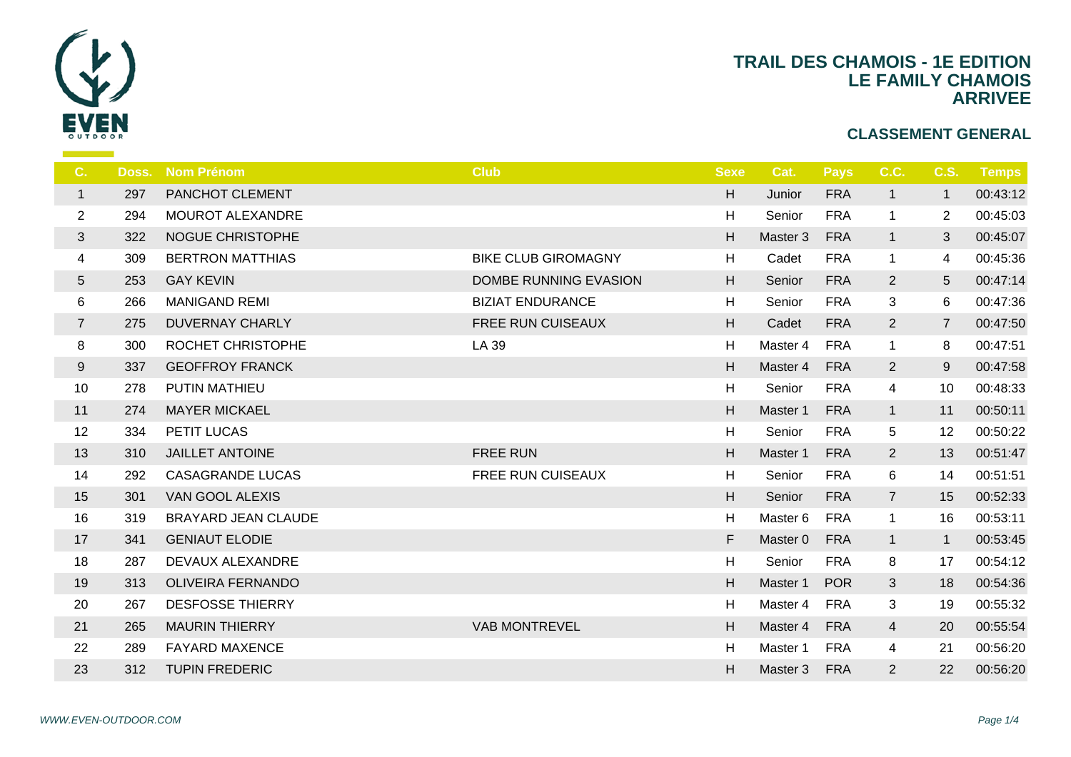# TRAIL DES CHAMOIS - 1E EDITION
## LE FAMILY CHAMOIS
## ARRIVEE

### CLASSEMENT GENERAL

| C. | Doss. | Nom Prénom | Club | Sexe | Cat. | Pays | C.C. | C.S. | Temps |
|---|---|---|---|---|---|---|---|---|---|
| 1 | 297 | PANCHOT CLEMENT | | H | Junior | FRA | 1 | 1 | 00:43:12 |
| 2 | 294 | MOUROT ALEXANDRE | | H | Senior | FRA | 1 | 2 | 00:45:03 |
| 3 | 322 | NOGUE CHRISTOPHE | | H | Master 3 | FRA | 1 | 3 | 00:45:07 |
| 4 | 309 | BERTRON MATTHIAS | BIKE CLUB GIROMAGNY | H | Cadet | FRA | 1 | 4 | 00:45:36 |
| 5 | 253 | GAY KEVIN | DOMBE RUNNING EVASION | H | Senior | FRA | 2 | 5 | 00:47:14 |
| 6 | 266 | MANIGAND REMI | BIZIAT ENDURANCE | H | Senior | FRA | 3 | 6 | 00:47:36 |
| 7 | 275 | DUVERNAY CHARLY | FREE RUN CUISEAUX | H | Cadet | FRA | 2 | 7 | 00:47:50 |
| 8 | 300 | ROCHET CHRISTOPHE | LA 39 | H | Master 4 | FRA | 1 | 8 | 00:47:51 |
| 9 | 337 | GEOFFROY FRANCK | | H | Master 4 | FRA | 2 | 9 | 00:47:58 |
| 10 | 278 | PUTIN MATHIEU | | H | Senior | FRA | 4 | 10 | 00:48:33 |
| 11 | 274 | MAYER MICKAEL | | H | Master 1 | FRA | 1 | 11 | 00:50:11 |
| 12 | 334 | PETIT LUCAS | | H | Senior | FRA | 5 | 12 | 00:50:22 |
| 13 | 310 | JAILLET ANTOINE | FREE RUN | H | Master 1 | FRA | 2 | 13 | 00:51:47 |
| 14 | 292 | CASAGRANDE LUCAS | FREE RUN CUISEAUX | H | Senior | FRA | 6 | 14 | 00:51:51 |
| 15 | 301 | VAN GOOL ALEXIS | | H | Senior | FRA | 7 | 15 | 00:52:33 |
| 16 | 319 | BRAYARD JEAN CLAUDE | | H | Master 6 | FRA | 1 | 16 | 00:53:11 |
| 17 | 341 | GENIAUT ELODIE | | F | Master 0 | FRA | 1 | 1 | 00:53:45 |
| 18 | 287 | DEVAUX ALEXANDRE | | H | Senior | FRA | 8 | 17 | 00:54:12 |
| 19 | 313 | OLIVEIRA FERNANDO | | H | Master 1 | POR | 3 | 18 | 00:54:36 |
| 20 | 267 | DESFOSSE THIERRY | | H | Master 4 | FRA | 3 | 19 | 00:55:32 |
| 21 | 265 | MAURIN THIERRY | VAB MONTREVEL | H | Master 4 | FRA | 4 | 20 | 00:55:54 |
| 22 | 289 | FAYARD MAXENCE | | H | Master 1 | FRA | 4 | 21 | 00:56:20 |
| 23 | 312 | TUPIN FREDERIC | | H | Master 3 | FRA | 2 | 22 | 00:56:20 |

*WWW.EVEN-OUTDOOR.COM*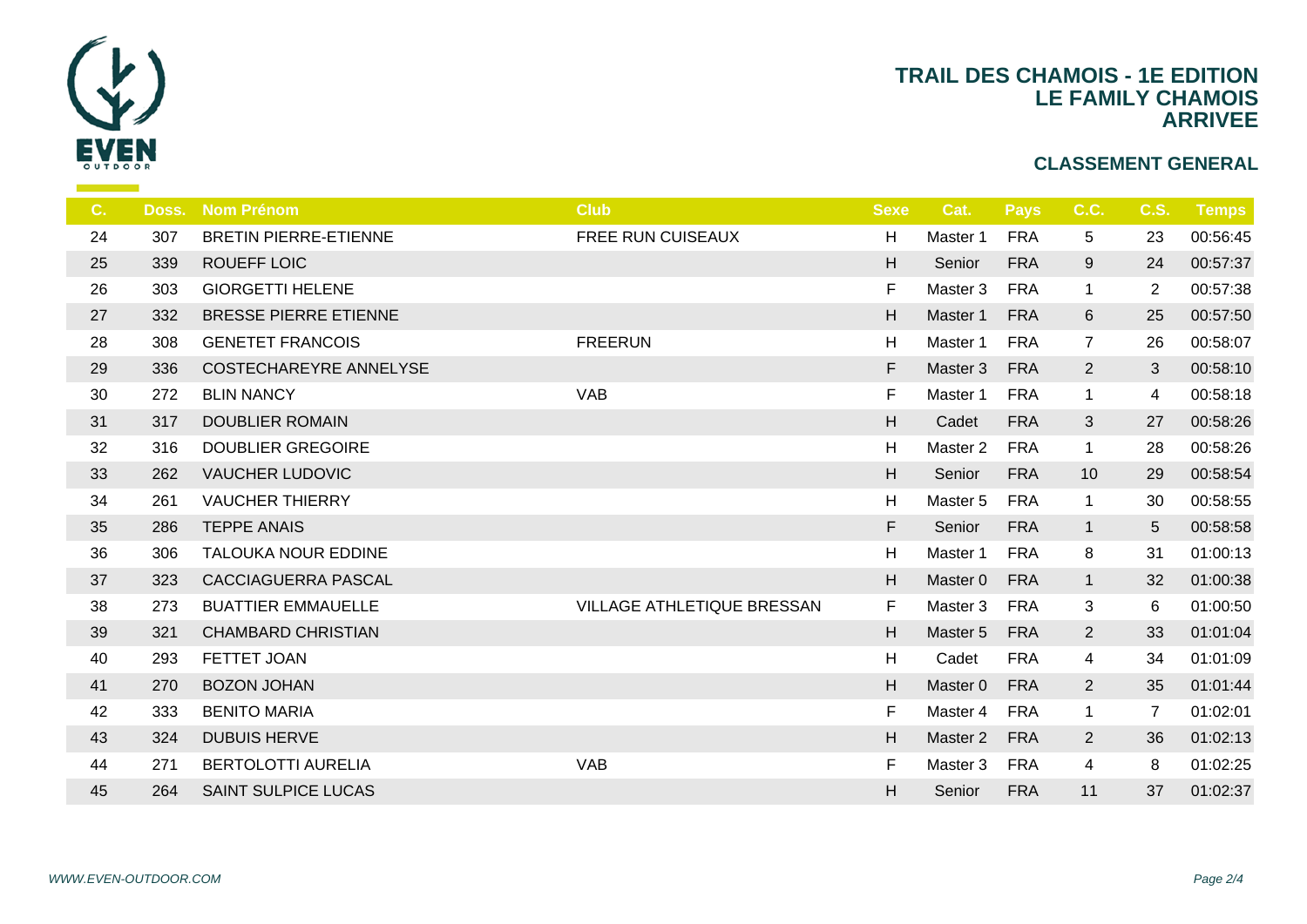# TRAIL DES CHAMOIS - 1E EDITION
## LE FAMILY CHAMOIS
## ARRIVEE

### CLASSEMENT GENERAL

| C. | Doss. | Nom Prénom | Club | Sexe | Cat. | Pays | C.C. | C.S. | Temps |
|---|---|---|---|---|---|---|---|---|---|
| 24 | 307 | BRETIN PIERRE-ETIENNE | FREE RUN CUISEAUX | H | Master 1 | FRA | 5 | 23 | 00:56:45 |
| 25 | 339 | ROUEFF LOIC | | H | Senior | FRA | 9 | 24 | 00:57:37 |
| 26 | 303 | GIORGETTI HELENE | | F | Master 3 | FRA | 1 | 2 | 00:57:38 |
| 27 | 332 | BRESSE PIERRE ETIENNE | | H | Master 1 | FRA | 6 | 25 | 00:57:50 |
| 28 | 308 | GENETET FRANCOIS | FREERUN | H | Master 1 | FRA | 7 | 26 | 00:58:07 |
| 29 | 336 | COSTECHAREYRE ANNELYSE | | F | Master 3 | FRA | 2 | 3 | 00:58:10 |
| 30 | 272 | BLIN NANCY | VAB | F | Master 1 | FRA | 1 | 4 | 00:58:18 |
| 31 | 317 | DOUBLIER ROMAIN | | H | Cadet | FRA | 3 | 27 | 00:58:26 |
| 32 | 316 | DOUBLIER GREGOIRE | | H | Master 2 | FRA | 1 | 28 | 00:58:26 |
| 33 | 262 | VAUCHER LUDOVIC | | H | Senior | FRA | 10 | 29 | 00:58:54 |
| 34 | 261 | VAUCHER THIERRY | | H | Master 5 | FRA | 1 | 30 | 00:58:55 |
| 35 | 286 | TEPPE ANAIS | | F | Senior | FRA | 1 | 5 | 00:58:58 |
| 36 | 306 | TALOUKA NOUR EDDINE | | H | Master 1 | FRA | 8 | 31 | 01:00:13 |
| 37 | 323 | CACCIAGUERRA PASCAL | | H | Master 0 | FRA | 1 | 32 | 01:00:38 |
| 38 | 273 | BUATTIER EMMAUELLE | VILLAGE ATHLETIQUE BRESSAN | F | Master 3 | FRA | 3 | 6 | 01:00:50 |
| 39 | 321 | CHAMBARD CHRISTIAN | | H | Master 5 | FRA | 2 | 33 | 01:01:04 |
| 40 | 293 | FETTET JOAN | | H | Cadet | FRA | 4 | 34 | 01:01:09 |
| 41 | 270 | BOZON JOHAN | | H | Master 0 | FRA | 2 | 35 | 01:01:44 |
| 42 | 333 | BENITO MARIA | | F | Master 4 | FRA | 1 | 7 | 01:02:01 |
| 43 | 324 | DUBUIS HERVE | | H | Master 2 | FRA | 2 | 36 | 01:02:13 |
| 44 | 271 | BERTOLOTTI AURELIA | VAB | F | Master 3 | FRA | 4 | 8 | 01:02:25 |
| 45 | 264 | SAINT SULPICE LUCAS | | H | Senior | FRA | 11 | 37 | 01:02:37 |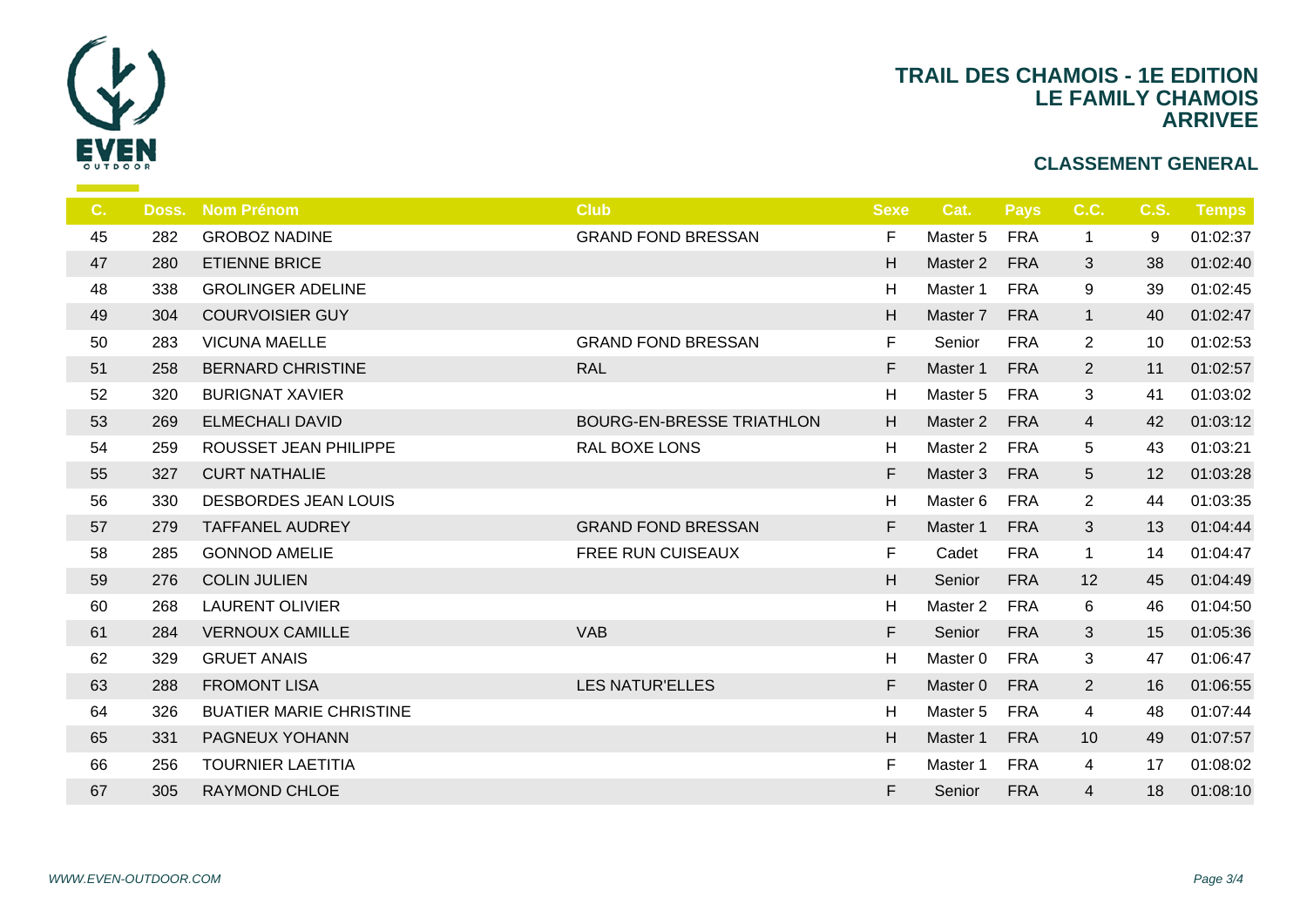# TRAIL DES CHAMOIS - 1E EDITION
## LE FAMILY CHAMOIS
## ARRIVEE

### CLASSEMENT GENERAL

| C. | Doss. | Nom Prénom | Club | Sexe | Cat. | Pays | C.C. | C.S. | Temps |
|---|---|---|---|---|---|---|---|---|---|
| 45 | 282 | GROBOZ NADINE | GRAND FOND BRESSAN | F | Master 5 | FRA | 1 | 9 | 01:02:37 |
| 47 | 280 | ETIENNE BRICE | | H | Master 2 | FRA | 3 | 38 | 01:02:40 |
| 48 | 338 | GROLINGER ADELINE | | H | Master 1 | FRA | 9 | 39 | 01:02:45 |
| 49 | 304 | COURVOISIER GUY | | H | Master 7 | FRA | 1 | 40 | 01:02:47 |
| 50 | 283 | VICUNA MAELLE | GRAND FOND BRESSAN | F | Senior | FRA | 2 | 10 | 01:02:53 |
| 51 | 258 | BERNARD CHRISTINE | RAL | F | Master 1 | FRA | 2 | 11 | 01:02:57 |
| 52 | 320 | BURIGNAT XAVIER | | H | Master 5 | FRA | 3 | 41 | 01:03:02 |
| 53 | 269 | ELMECHALI DAVID | BOURG-EN-BRESSE TRIATHLON | H | Master 2 | FRA | 4 | 42 | 01:03:12 |
| 54 | 259 | ROUSSET JEAN PHILIPPE | RAL BOXE LONS | H | Master 2 | FRA | 5 | 43 | 01:03:21 |
| 55 | 327 | CURT NATHALIE | | F | Master 3 | FRA | 5 | 12 | 01:03:28 |
| 56 | 330 | DESBORDES JEAN LOUIS | | H | Master 6 | FRA | 2 | 44 | 01:03:35 |
| 57 | 279 | TAFFANEL AUDREY | GRAND FOND BRESSAN | F | Master 1 | FRA | 3 | 13 | 01:04:44 |
| 58 | 285 | GONNOD AMELIE | FREE RUN CUISEAUX | F | Cadet | FRA | 1 | 14 | 01:04:47 |
| 59 | 276 | COLIN JULIEN | | H | Senior | FRA | 12 | 45 | 01:04:49 |
| 60 | 268 | LAURENT OLIVIER | | H | Master 2 | FRA | 6 | 46 | 01:04:50 |
| 61 | 284 | VERNOUX CAMILLE | VAB | F | Senior | FRA | 3 | 15 | 01:05:36 |
| 62 | 329 | GRUET ANAIS | | H | Master 0 | FRA | 3 | 47 | 01:06:47 |
| 63 | 288 | FROMONT LISA | LES NATUR'ELLES | F | Master 0 | FRA | 2 | 16 | 01:06:55 |
| 64 | 326 | BUATIER MARIE CHRISTINE | | H | Master 5 | FRA | 4 | 48 | 01:07:44 |
| 65 | 331 | PAGNEUX YOHANN | | H | Master 1 | FRA | 10 | 49 | 01:07:57 |
| 66 | 256 | TOURNIER LAETITIA | | F | Master 1 | FRA | 4 | 17 | 01:08:02 |
| 67 | 305 | RAYMOND CHLOE | | F | Senior | FRA | 4 | 18 | 01:08:10 |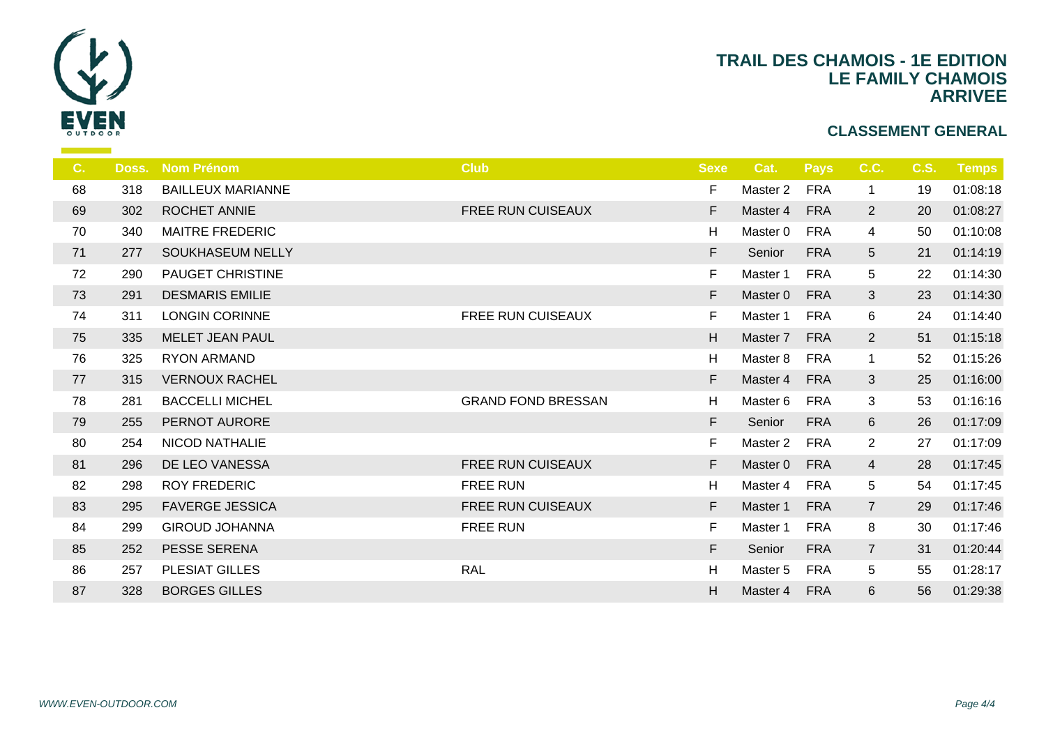# TRAIL DES CHAMOIS - 1E EDITION
## LE FAMILY CHAMOIS
## ARRIVEE

### CLASSEMENT GENERAL

| C. | Doss. | Nom Prénom | Club | Sexe | Cat. | Pays | C.C. | C.S. | Temps |
|---|---|---|---|---|---|---|---|---|---|
| 68 | 318 | BAILLEUX MARIANNE | | F | Master 2 | FRA | 1 | 19 | 01:08:18 |
| 69 | 302 | ROCHET ANNIE | FREE RUN CUISEAUX | F | Master 4 | FRA | 2 | 20 | 01:08:27 |
| 70 | 340 | MAITRE FREDERIC | | H | Master 0 | FRA | 4 | 50 | 01:10:08 |
| 71 | 277 | SOUKHASEUM NELLY | | F | Senior | FRA | 5 | 21 | 01:14:19 |
| 72 | 290 | PAUGET CHRISTINE | | F | Master 1 | FRA | 5 | 22 | 01:14:30 |
| 73 | 291 | DESMARIS EMILIE | | F | Master 0 | FRA | 3 | 23 | 01:14:30 |
| 74 | 311 | LONGIN CORINNE | FREE RUN CUISEAUX | F | Master 1 | FRA | 6 | 24 | 01:14:40 |
| 75 | 335 | MELET JEAN PAUL | | H | Master 7 | FRA | 2 | 51 | 01:15:18 |
| 76 | 325 | RYON ARMAND | | H | Master 8 | FRA | 1 | 52 | 01:15:26 |
| 77 | 315 | VERNOUX RACHEL | | F | Master 4 | FRA | 3 | 25 | 01:16:00 |
| 78 | 281 | BACCELLI MICHEL | GRAND FOND BRESSAN | H | Master 6 | FRA | 3 | 53 | 01:16:16 |
| 79 | 255 | PERNOT AURORE | | F | Senior | FRA | 6 | 26 | 01:17:09 |
| 80 | 254 | NICOD NATHALIE | | F | Master 2 | FRA | 2 | 27 | 01:17:09 |
| 81 | 296 | DE LEO VANESSA | FREE RUN CUISEAUX | F | Master 0 | FRA | 4 | 28 | 01:17:45 |
| 82 | 298 | ROY FREDERIC | FREE RUN | H | Master 4 | FRA | 5 | 54 | 01:17:45 |
| 83 | 295 | FAVERGE JESSICA | FREE RUN CUISEAUX | F | Master 1 | FRA | 7 | 29 | 01:17:46 |
| 84 | 299 | GIROUD JOHANNA | FREE RUN | F | Master 1 | FRA | 8 | 30 | 01:17:46 |
| 85 | 252 | PESSE SERENA | | F | Senior | FRA | 7 | 31 | 01:20:44 |
| 86 | 257 | PLESIAT GILLES | RAL | H | Master 5 | FRA | 5 | 55 | 01:28:17 |
| 87 | 328 | BORGES GILLES | | H | Master 4 | FRA | 6 | 56 | 01:29:38 |